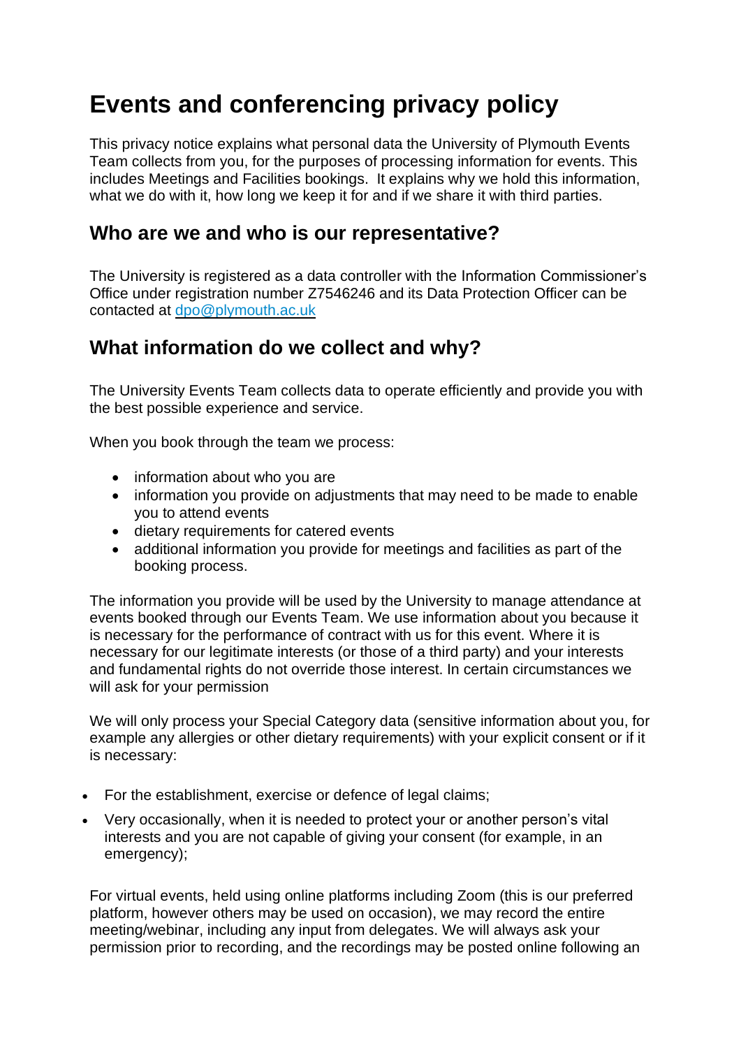# Events and conferencing privacy policy

This privacy notice explains what personal data the University of Plymouth Events Team collects from you, for the purposes of processing information for events. This includes Meetings and Facilities bookings. It explains why we hold this information, what we do with it, how long we keep it for and if we share it with third parties.

## Who are we and who is our representative?

The University is registered as a data controller with the Information Commissioner's Office under registration number Z7546246 and its Data Protection Officer can be contacted at [dpo@plymouth.ac.uk](mailto:dpo@plymouth.ac.uk)

## What information do we collect and why?

The University Events Team collects data to operate efficiently and provide you with the best possible experience and service.

When you book through the team we process:

- information about who you are
- information you provide on adjustments that may need to be made to enable you to attend events
- dietary requirements for catered events
- additional information you provide for meetings and facilities as part of the booking process.

The information you provide will be used by the University to manage attendance at events booked through our Events Team. We use information about you because it is necessary for the performance of contract with us for this event. Where it is necessary for our legitimate interests (or those of a third party) and your interests and fundamental rights do not override those interest. In certain circumstances we will ask for your permission

We will only process your Special Category data (sensitive information about you, for example any allergies or other dietary requirements) with your explicit consent or if it is necessary:

- For the establishment, exercise or defence of legal claims;
- Very occasionally, when it is needed to protect your or another person's vital interests and you are not capable of giving your consent (for example, in an emergency);

For virtual events, held using online platforms including Zoom (this is our preferred platform, however others may be used on occasion), we may record the entire meeting/webinar, including any input from delegates. We will always ask your permission prior to recording, and the recordings may be posted online following an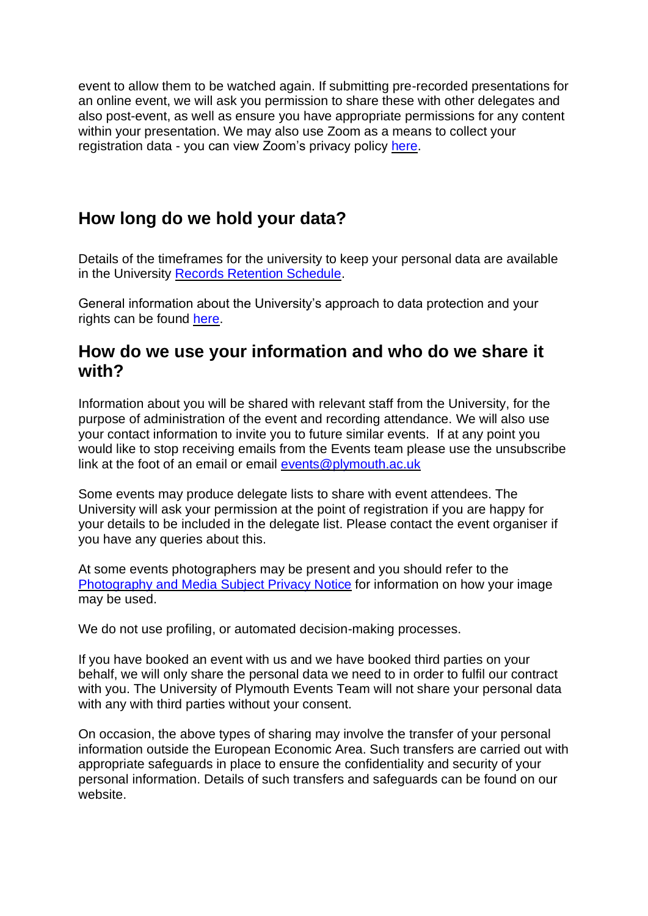event to allow them to be watched again. If submitting pre-recorded presentations for an online event, we will ask you permission to share these with other delegates and also post-event, as well as ensure you have appropriate permissions for any content within your presentation. We may also use Zoom as a means to collect your registration data - you can view Zoom's privacy policy here.

## How long do we hold your data?

Details of the timeframes for the university to keep your personal data are available in the University Records Retention Schedule.

General information about the University's approach to data protection and your rights can be found here.

## How do we use your information and who do we share it with?

Information about you will be shared with relevant staff from the University, for the purpose of administration of the event and recording attendance. We will also use your contact information to invite you to future similar events. If at any point you would like to stop receiving emails from the Events team please use the unsubscribe link at the foot of an email or email events@plymouth.ac.uk

Some events may produce delegate lists to share with event attendees. The University will ask your permission at the point of registration if you are happy for your details to be included in the delegate list. Please contact the event organiser if you have any queries about this.

At some events photographers may be present and you should refer to the Photography and Media Subject Privacy Notice for information on how your image may be used.

We do not use profiling, or automated decision-making processes.

If you have booked an event with us and we have booked third parties on your behalf, we will only share the personal data we need to in order to fulfil our contract with you. The University of Plymouth Events Team will not share your personal data with any with third parties without your consent.

On occasion, the above types of sharing may involve the transfer of your personal information outside the European Economic Area. Such transfers are carried out with appropriate safeguards in place to ensure the confidentiality and security of your personal information. Details of such transfers and safeguards can be found on our website.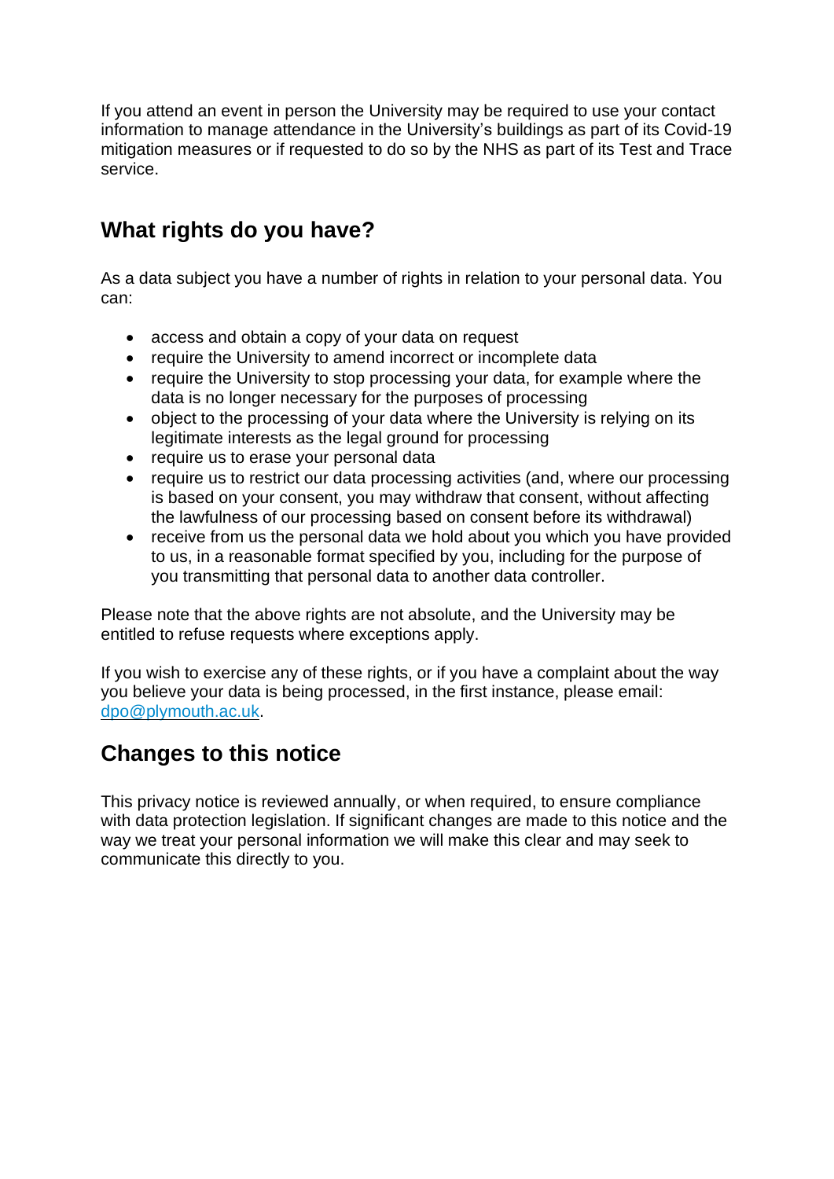If you attend an event in person the University may be required to use your contact information to manage attendance in the University's buildings as part of its Covid-19 mitigation measures or if requested to do so by the NHS as part of its Test and Trace service.

## What rights do you have?

As a data subject you have a number of rights in relation to your personal data. You can:

- access and obtain a copy of your data on request
- require the University to amend incorrect or incomplete data
- require the University to stop processing your data, for example where the data is no longer necessary for the purposes of processing
- object to the processing of your data where the University is relying on its legitimate interests as the legal ground for processing
- require us to erase your personal data
- require us to restrict our data processing activities (and, where our processing is based on your consent, you may withdraw that consent, without affecting the lawfulness of our processing based on consent before its withdrawal)
- receive from us the personal data we hold about you which you have provided to us, in a reasonable format specified by you, including for the purpose of you transmitting that personal data to another data controller.

Please note that the above rights are not absolute, and the University may be entitled to refuse requests where exceptions apply.

If you wish to exercise any of these rights, or if you have a complaint about the way you believe your data is being processed, in the first instance, please email: dpo@plymouth.ac.uk.

## Changes to this notice

This privacy notice is reviewed annually, or when required, to ensure compliance with data protection legislation. If significant changes are made to this notice and the way we treat your personal information we will make this clear and may seek to communicate this directly to you.